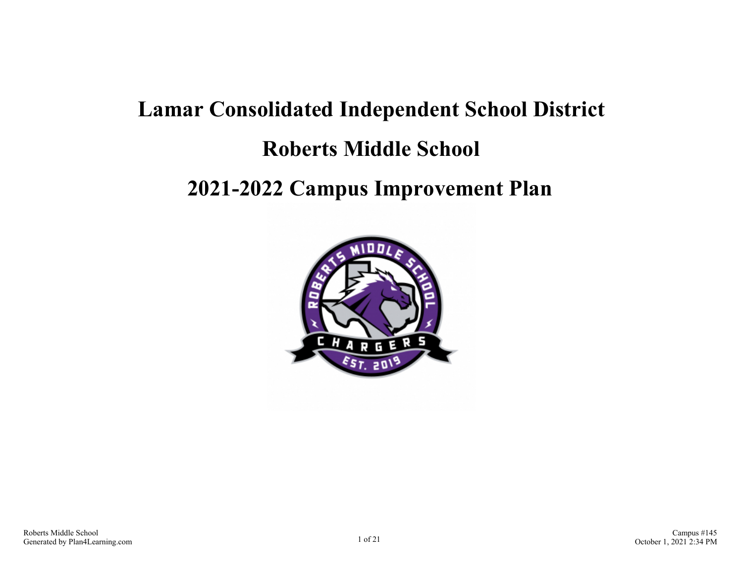# Lamar Consolidated Independent School District

# Roberts Middle School

# 2021-2022 Campus Improvement Plan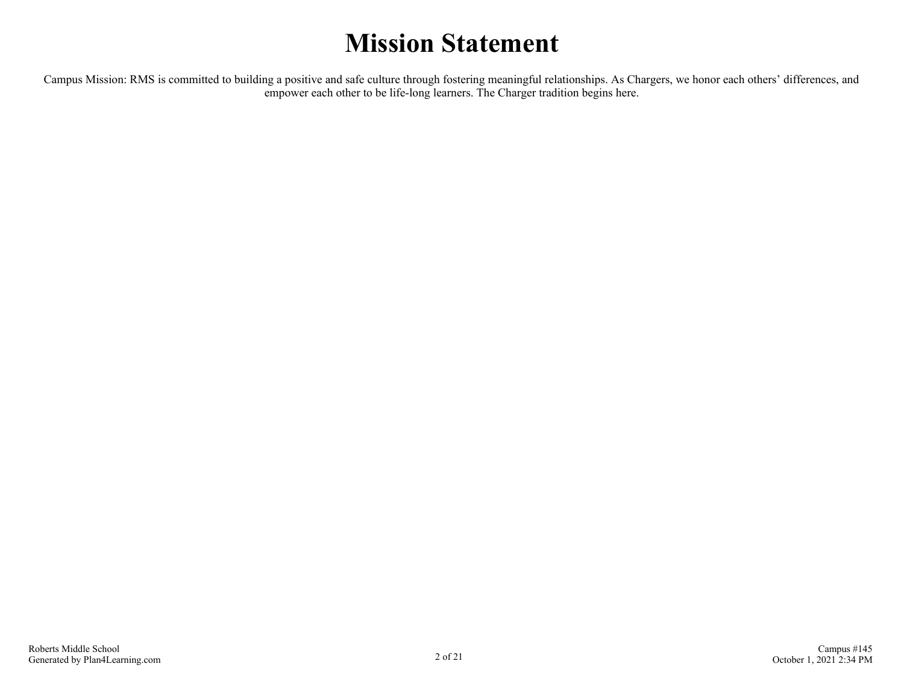# Mission Statement

Campus Mission: RMS is committed to building a positive and safe culture through fostering meaningful relationships. As Chargers, we honor each others' differences, and empower each other to be life-long learners. The Charger tradition begins here.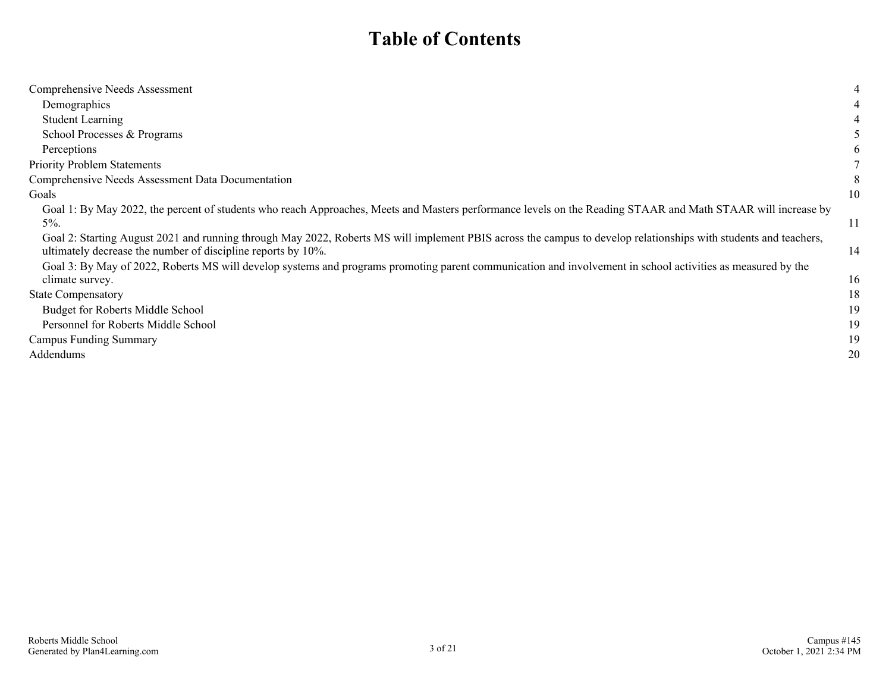# Table of Contents

| | |
|---|---|
| Comprehensive Needs Assessment | 4 |
| Demographics | 4 |
| Student Learning | 4 |
| School Processes & Programs | 5 |
| Perceptions | 6 |
| Priority Problem Statements | 7 |
| Comprehensive Needs Assessment Data Documentation | 8 |
| Goals | 10 |
| Goal 1: By May 2022, the percent of students who reach Approaches, Meets and Masters performance levels on the Reading STAAR and Math STAAR will increase by 5%. | 11 |
| Goal 2: Starting August 2021 and running through May 2022, Roberts MS will implement PBIS across the campus to develop relationships with students and teachers, ultimately decrease the number of discipline reports by 10%. | 14 |
| Goal 3: By May of 2022, Roberts MS will develop systems and programs promoting parent communication and involvement in school activities as measured by the climate survey. | 16 |
| State Compensatory | 18 |
| Budget for Roberts Middle School | 19 |
| Personnel for Roberts Middle School | 19 |
| Campus Funding Summary | 19 |
| Addendums | 20 |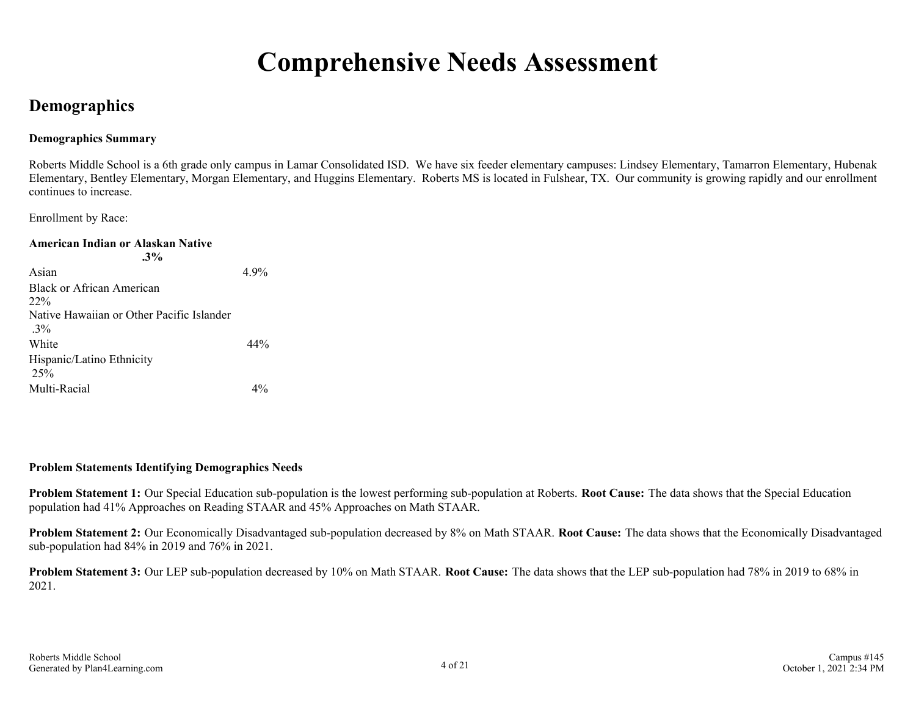# Comprehensive Needs Assessment

## Demographics

**Demographics Summary**

Roberts Middle School is a 6th grade only campus in Lamar Consolidated ISD. We have six feeder elementary campuses: Lindsey Elementary, Tamarron Elementary, Hubenak Elementary, Bentley Elementary, Morgan Elementary, and Huggins Elementary. Roberts MS is located in Fulshear, TX. Our community is growing rapidly and our enrollment continues to increase.

Enrollment by Race:

| Race/Ethnicity | Percent |
|---|---|
| **American Indian or Alaskan Native** | **.3%** |
| Asian | 4.9% |
| Black or African American | 22% |
| Native Hawaiian or Other Pacific Islander | .3% |
| White | 44% |
| Hispanic/Latino Ethnicity | 25% |
| Multi-Racial | 4% |

**Problem Statements Identifying Demographics Needs**

**Problem Statement 1:** Our Special Education sub-population is the lowest performing sub-population at Roberts. **Root Cause:** The data shows that the Special Education population had 41% Approaches on Reading STAAR and 45% Approaches on Math STAAR.

**Problem Statement 2:** Our Economically Disadvantaged sub-population decreased by 8% on Math STAAR. **Root Cause:** The data shows that the Economically Disadvantaged sub-population had 84% in 2019 and 76% in 2021.

**Problem Statement 3:** Our LEP sub-population decreased by 10% on Math STAAR. **Root Cause:** The data shows that the LEP sub-population had 78% in 2019 to 68% in 2021.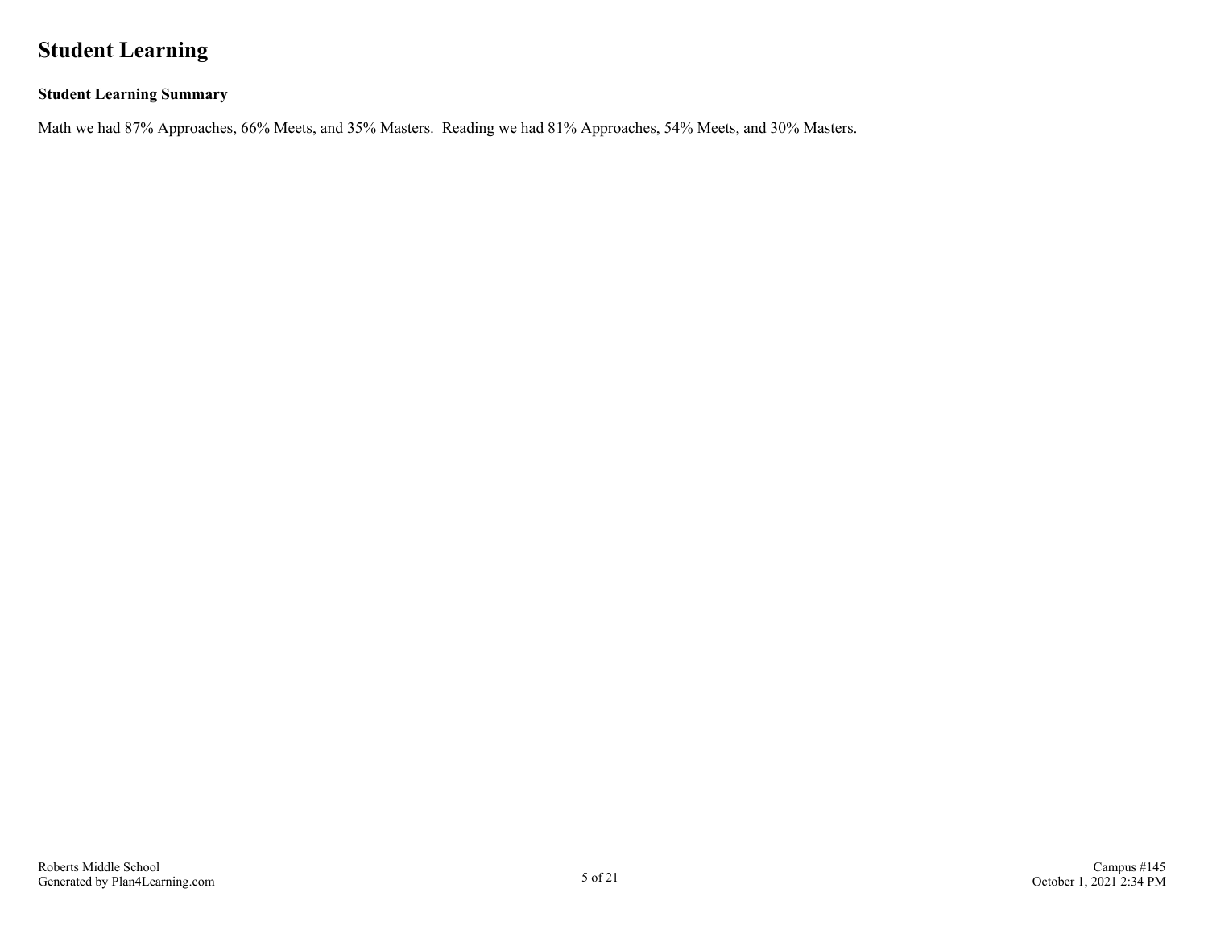# Student Learning

### Student Learning Summary

Math we had 87% Approaches, 66% Meets, and 35% Masters.  Reading we had 81% Approaches, 54% Meets, and 30% Masters.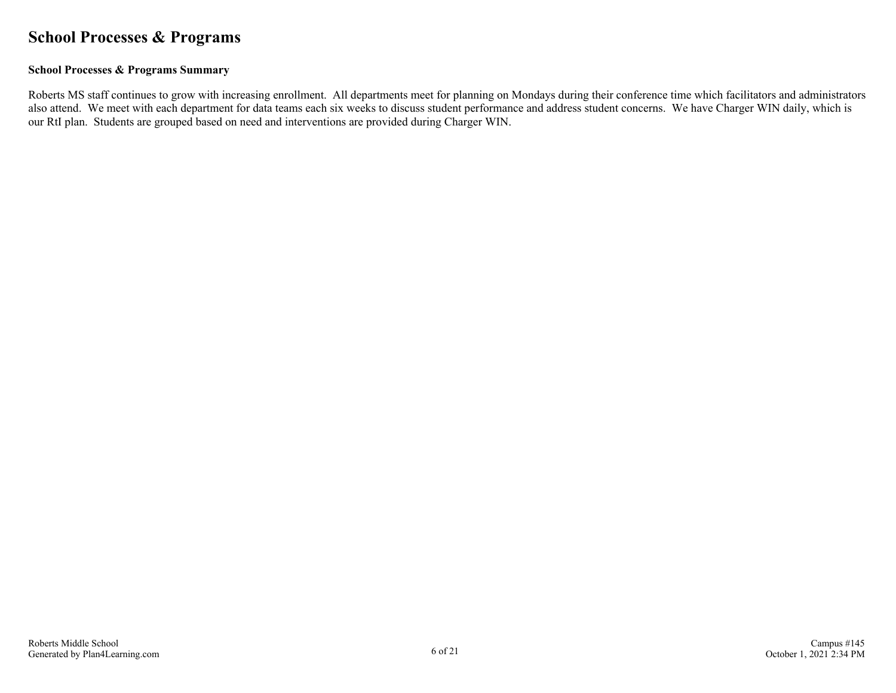# School Processes & Programs

### School Processes & Programs Summary

Roberts MS staff continues to grow with increasing enrollment. All departments meet for planning on Mondays during their conference time which facilitators and administrators also attend. We meet with each department for data teams each six weeks to discuss student performance and address student concerns. We have Charger WIN daily, which is our RtI plan. Students are grouped based on need and interventions are provided during Charger WIN.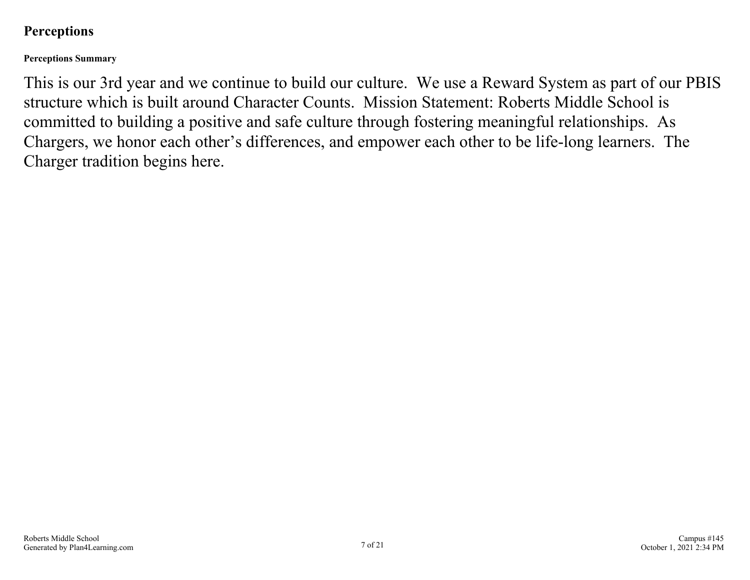## Perceptions

### Perceptions Summary

This is our 3rd year and we continue to build our culture. We use a Reward System as part of our PBIS structure which is built around Character Counts. Mission Statement: Roberts Middle School is committed to building a positive and safe culture through fostering meaningful relationships. As Chargers, we honor each other's differences, and empower each other to be life-long learners. The Charger tradition begins here.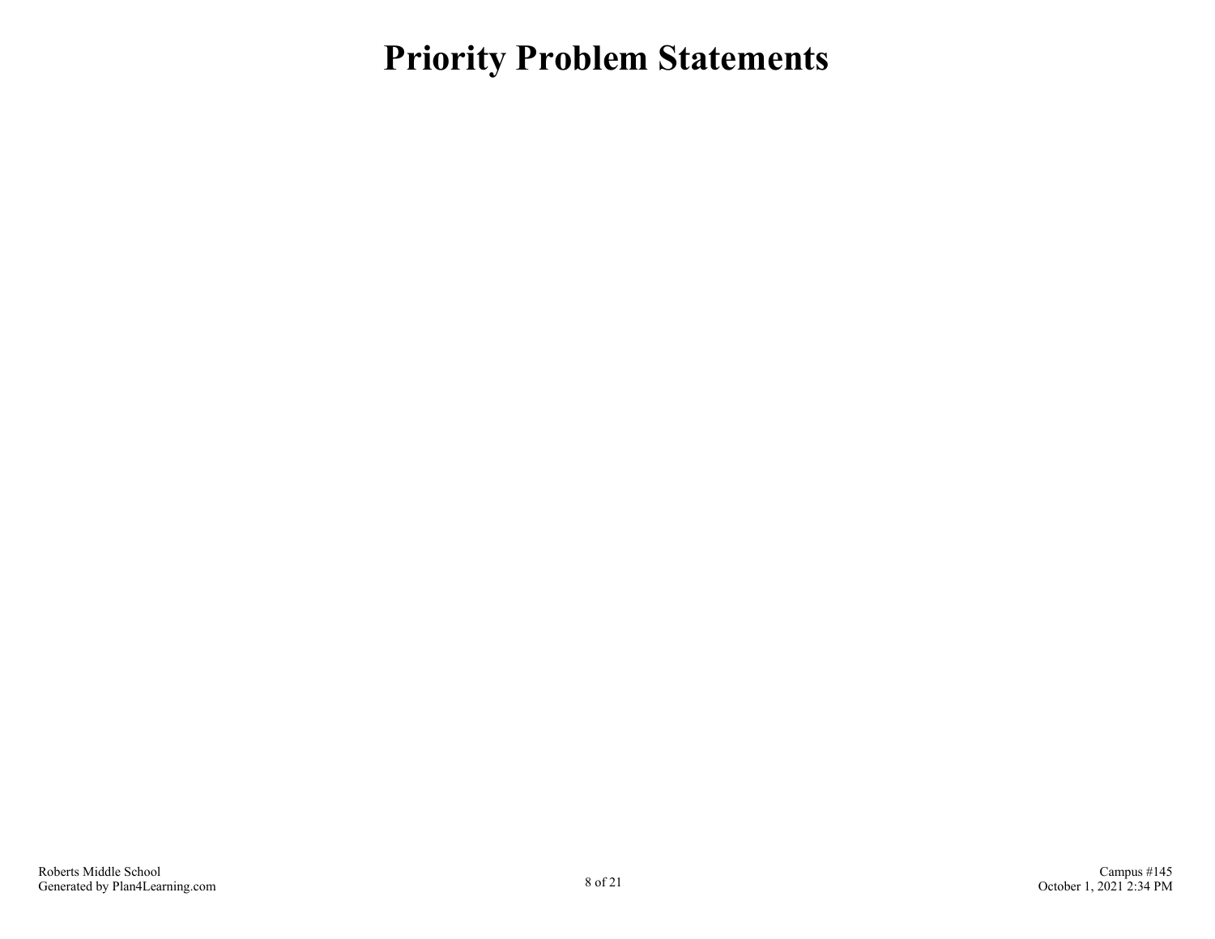# Priority Problem Statements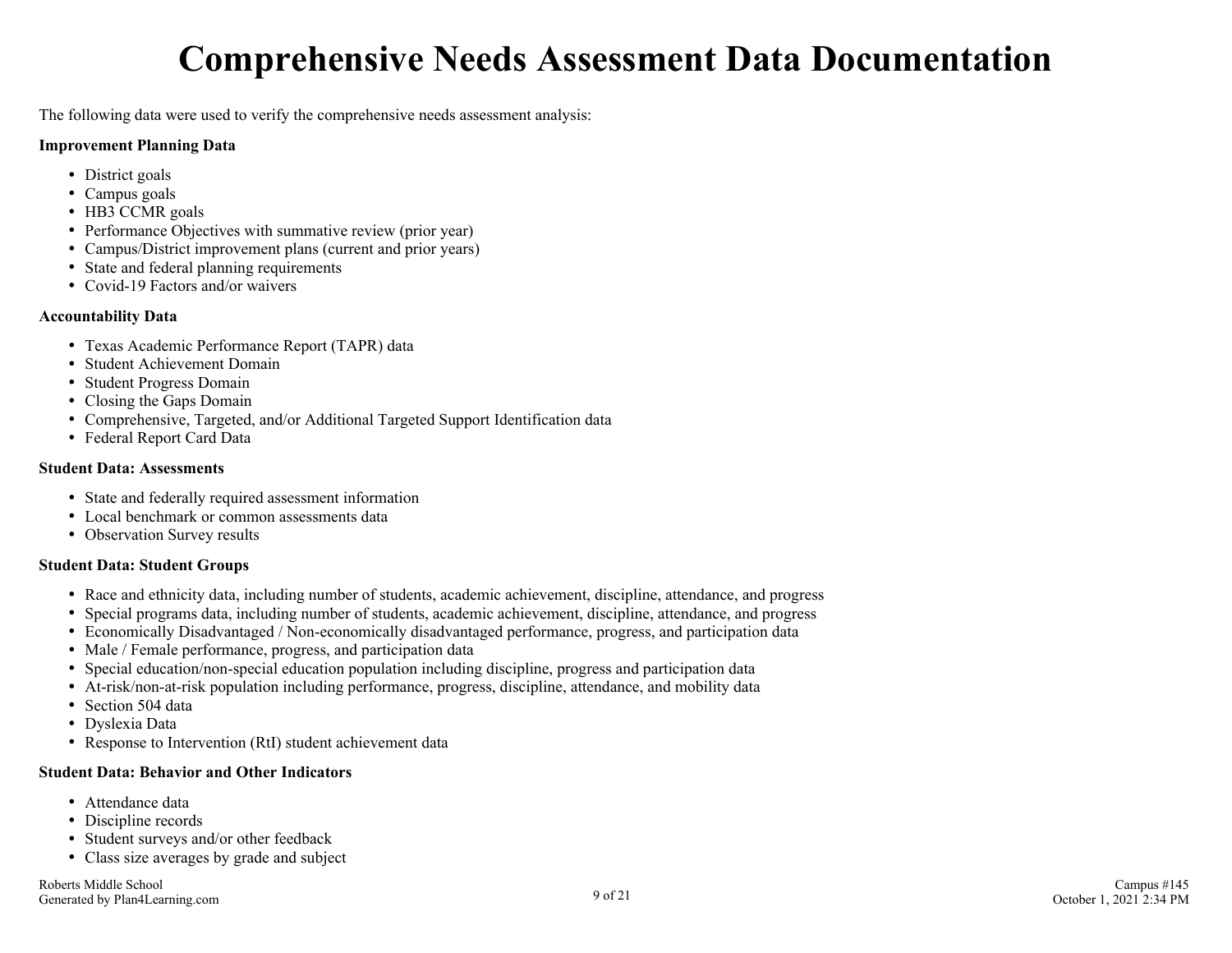# Comprehensive Needs Assessment Data Documentation

The following data were used to verify the comprehensive needs assessment analysis:

**Improvement Planning Data**

- District goals
- Campus goals
- HB3 CCMR goals
- Performance Objectives with summative review (prior year)
- Campus/District improvement plans (current and prior years)
- State and federal planning requirements
- Covid-19 Factors and/or waivers

**Accountability Data**

- Texas Academic Performance Report (TAPR) data
- Student Achievement Domain
- Student Progress Domain
- Closing the Gaps Domain
- Comprehensive, Targeted, and/or Additional Targeted Support Identification data
- Federal Report Card Data

**Student Data: Assessments**

- State and federally required assessment information
- Local benchmark or common assessments data
- Observation Survey results

**Student Data: Student Groups**

- Race and ethnicity data, including number of students, academic achievement, discipline, attendance, and progress
- Special programs data, including number of students, academic achievement, discipline, attendance, and progress
- Economically Disadvantaged / Non-economically disadvantaged performance, progress, and participation data
- Male / Female performance, progress, and participation data
- Special education/non-special education population including discipline, progress and participation data
- At-risk/non-at-risk population including performance, progress, discipline, attendance, and mobility data
- Section 504 data
- Dyslexia Data
- Response to Intervention (RtI) student achievement data

**Student Data: Behavior and Other Indicators**

- Attendance data
- Discipline records
- Student surveys and/or other feedback
- Class size averages by grade and subject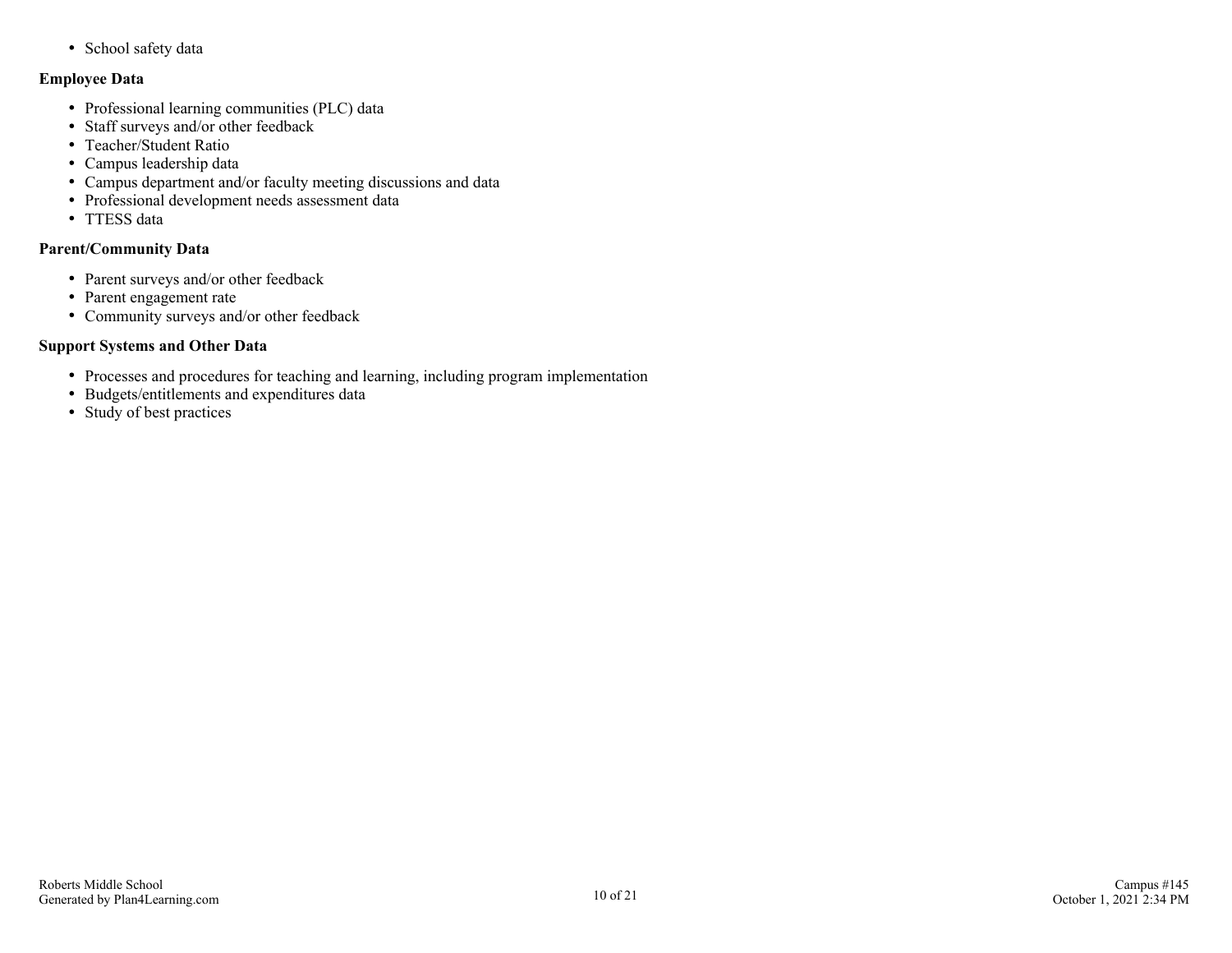- School safety data

**Employee Data**

- Professional learning communities (PLC) data
- Staff surveys and/or other feedback
- Teacher/Student Ratio
- Campus leadership data
- Campus department and/or faculty meeting discussions and data
- Professional development needs assessment data
- TTESS data

**Parent/Community Data**

- Parent surveys and/or other feedback
- Parent engagement rate
- Community surveys and/or other feedback

**Support Systems and Other Data**

- Processes and procedures for teaching and learning, including program implementation
- Budgets/entitlements and expenditures data
- Study of best practices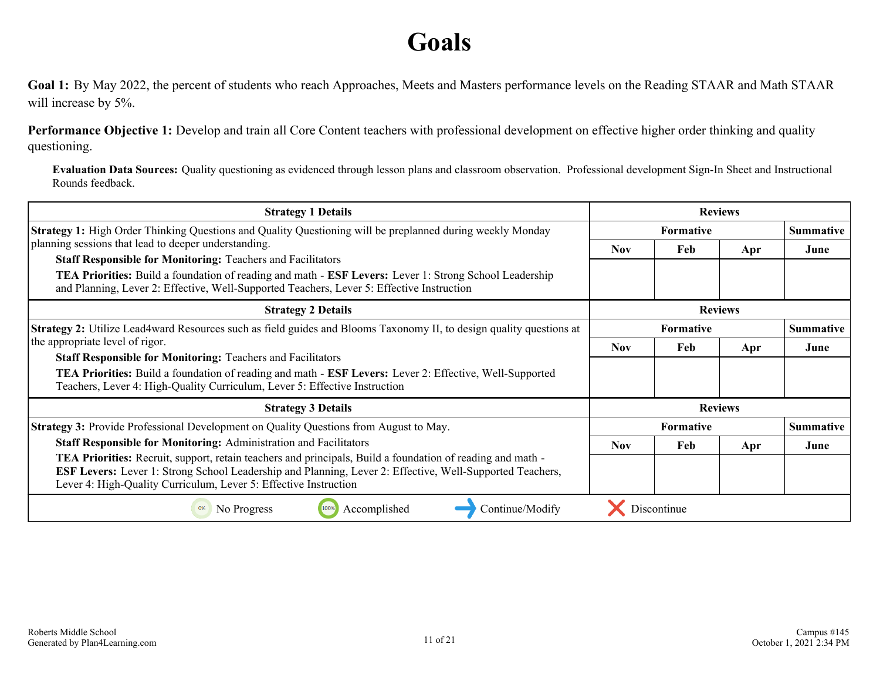# Goals

**Goal 1:** By May 2022, the percent of students who reach Approaches, Meets and Masters performance levels on the Reading STAAR and Math STAAR will increase by 5%.

**Performance Objective 1:** Develop and train all Core Content teachers with professional development on effective higher order thinking and quality questioning.

**Evaluation Data Sources:** Quality questioning as evidenced through lesson plans and classroom observation. Professional development Sign-In Sheet and Instructional Rounds feedback.

| Strategy 1 Details | Reviews | | | |
|---|---|---|---|---|
| **Strategy 1:** High Order Thinking Questions and Quality Questioning will be preplanned during weekly Monday planning sessions that lead to deeper understanding.<br>**Staff Responsible for Monitoring:** Teachers and Facilitators<br>**TEA Priorities:** Build a foundation of reading and math - **ESF Levers:** Lever 1: Strong School Leadership and Planning, Lever 2: Effective, Well-Supported Teachers, Lever 5: Effective Instruction | **Formative** | | | **Summative** |
| | Nov | Feb | Apr | June |
| | | | | |

| Strategy 2 Details | Reviews | | | |
|---|---|---|---|---|
| **Strategy 2:** Utilize Lead4ward Resources such as field guides and Blooms Taxonomy II, to design quality questions at the appropriate level of rigor.<br>**Staff Responsible for Monitoring:** Teachers and Facilitators<br>**TEA Priorities:** Build a foundation of reading and math - **ESF Levers:** Lever 2: Effective, Well-Supported Teachers, Lever 4: High-Quality Curriculum, Lever 5: Effective Instruction | **Formative** | | | **Summative** |
| | Nov | Feb | Apr | June |
| | | | | |

| Strategy 3 Details | Reviews | | | |
|---|---|---|---|---|
| **Strategy 3:** Provide Professional Development on Quality Questions from August to May.<br>**Staff Responsible for Monitoring:** Administration and Facilitators<br>**TEA Priorities:** Recruit, support, retain teachers and principals, Build a foundation of reading and math - **ESF Levers:** Lever 1: Strong School Leadership and Planning, Lever 2: Effective, Well-Supported Teachers, Lever 4: High-Quality Curriculum, Lever 5: Effective Instruction | **Formative** | | | **Summative** |
| | Nov | Feb | Apr | June |
| | | | | |

0% No Progress | 100% Accomplished | Continue/Modify | Discontinue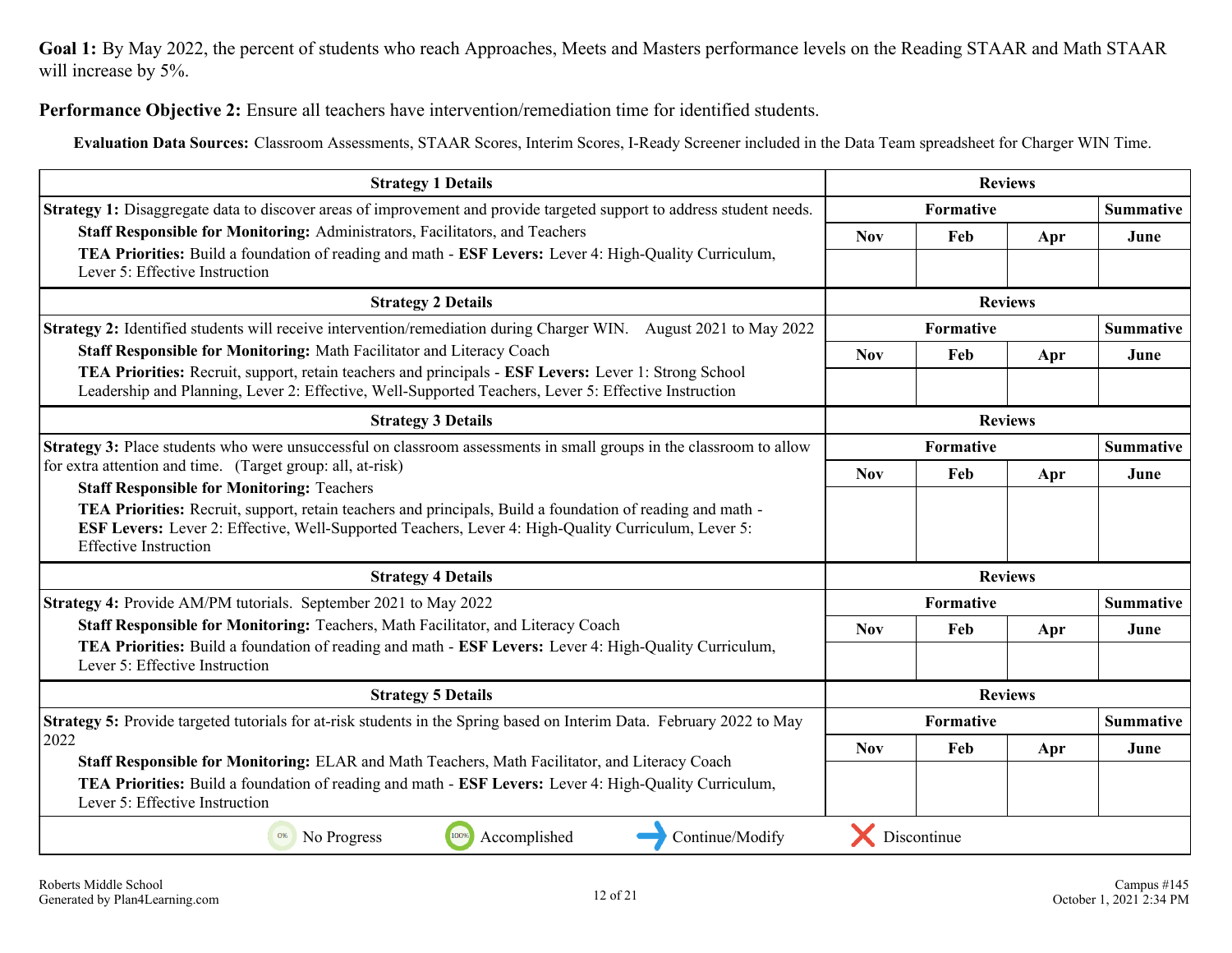**Goal 1:** By May 2022, the percent of students who reach Approaches, Meets and Masters performance levels on the Reading STAAR and Math STAAR will increase by 5%.

**Performance Objective 2:** Ensure all teachers have intervention/remediation time for identified students.

**Evaluation Data Sources:** Classroom Assessments, STAAR Scores, Interim Scores, I-Ready Screener included in the Data Team spreadsheet for Charger WIN Time.

| Strategy 1 Details | Reviews | | | |
|---|---|---|---|---|
| **Strategy 1:** Disaggregate data to discover areas of improvement and provide targeted support to address student needs.<br>**Staff Responsible for Monitoring:** Administrators, Facilitators, and Teachers<br>**TEA Priorities:** Build a foundation of reading and math - **ESF Levers:** Lever 4: High-Quality Curriculum, Lever 5: Effective Instruction | **Formative** | | | **Summative** |
| | **Nov** | **Feb** | **Apr** | **June** |
| | | | | |

| Strategy 2 Details | Reviews | | | |
|---|---|---|---|---|
| **Strategy 2:** Identified students will receive intervention/remediation during Charger WIN. August 2021 to May 2022<br>**Staff Responsible for Monitoring:** Math Facilitator and Literacy Coach<br>**TEA Priorities:** Recruit, support, retain teachers and principals - **ESF Levers:** Lever 1: Strong School Leadership and Planning, Lever 2: Effective, Well-Supported Teachers, Lever 5: Effective Instruction | **Formative** | | | **Summative** |
| | **Nov** | **Feb** | **Apr** | **June** |
| | | | | |

| Strategy 3 Details | Reviews | | | |
|---|---|---|---|---|
| **Strategy 3:** Place students who were unsuccessful on classroom assessments in small groups in the classroom to allow for extra attention and time. (Target group: all, at-risk)<br>**Staff Responsible for Monitoring:** Teachers<br>**TEA Priorities:** Recruit, support, retain teachers and principals, Build a foundation of reading and math - **ESF Levers:** Lever 2: Effective, Well-Supported Teachers, Lever 4: High-Quality Curriculum, Lever 5: Effective Instruction | **Formative** | | | **Summative** |
| | **Nov** | **Feb** | **Apr** | **June** |
| | | | | |

| Strategy 4 Details | Reviews | | | |
|---|---|---|---|---|
| **Strategy 4:** Provide AM/PM tutorials. September 2021 to May 2022<br>**Staff Responsible for Monitoring:** Teachers, Math Facilitator, and Literacy Coach<br>**TEA Priorities:** Build a foundation of reading and math - **ESF Levers:** Lever 4: High-Quality Curriculum, Lever 5: Effective Instruction | **Formative** | | | **Summative** |
| | **Nov** | **Feb** | **Apr** | **June** |
| | | | | |

| Strategy 5 Details | Reviews | | | |
|---|---|---|---|---|
| **Strategy 5:** Provide targeted tutorials for at-risk students in the Spring based on Interim Data. February 2022 to May 2022<br>**Staff Responsible for Monitoring:** ELAR and Math Teachers, Math Facilitator, and Literacy Coach<br>**TEA Priorities:** Build a foundation of reading and math - **ESF Levers:** Lever 4: High-Quality Curriculum, Lever 5: Effective Instruction | **Formative** | | | **Summative** |
| | **Nov** | **Feb** | **Apr** | **June** |
| | | | | |

0% No Progress | 100% Accomplished | → Continue/Modify | ✕ Discontinue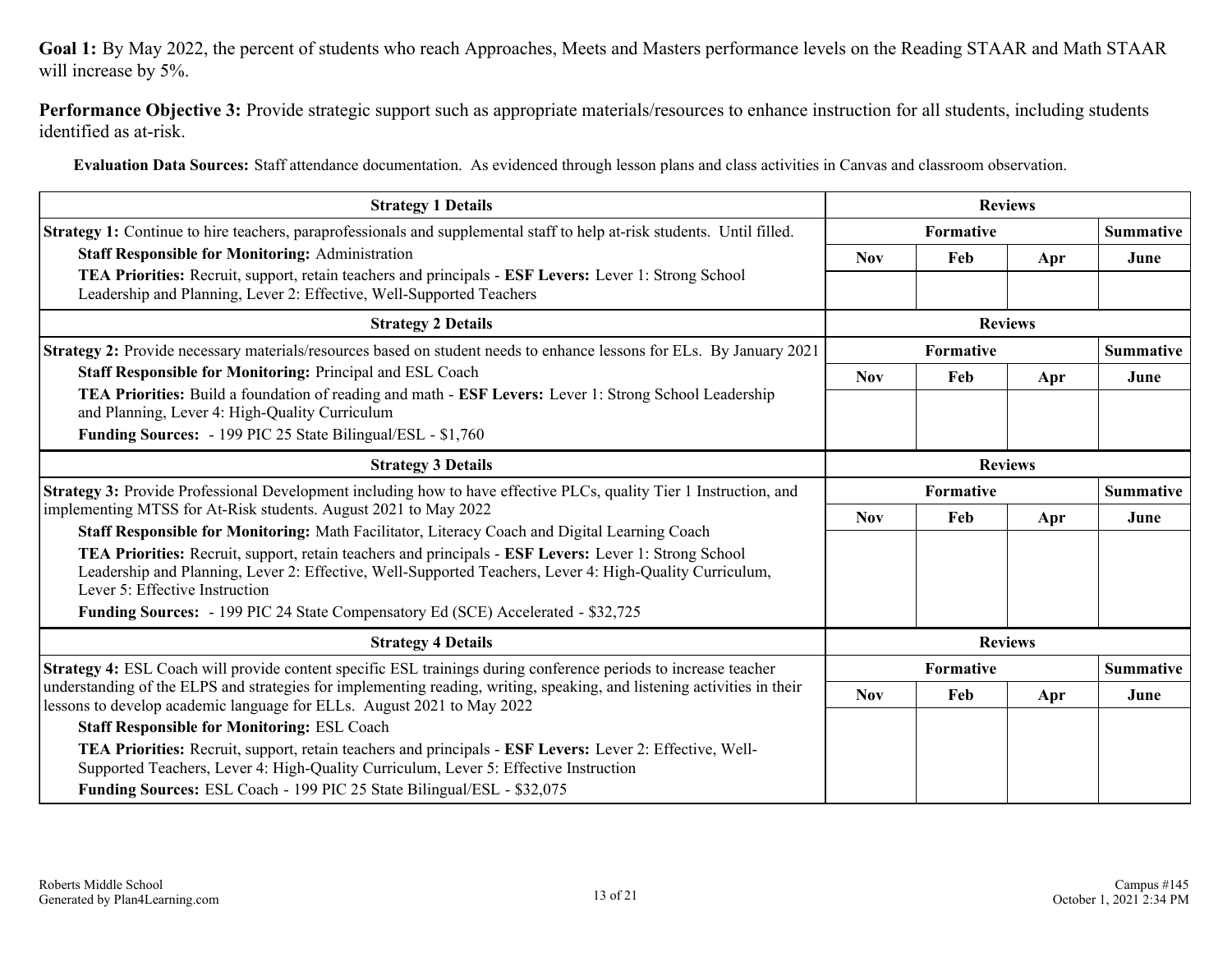**Goal 1:** By May 2022, the percent of students who reach Approaches, Meets and Masters performance levels on the Reading STAAR and Math STAAR will increase by 5%.

**Performance Objective 3:** Provide strategic support such as appropriate materials/resources to enhance instruction for all students, including students identified as at-risk.

**Evaluation Data Sources:** Staff attendance documentation. As evidenced through lesson plans and class activities in Canvas and classroom observation.

| Strategy 1 Details | Reviews | | | |
|---|---|---|---|---|
| | Formative | | | Summative |
| | Nov | Feb | Apr | June |
| **Strategy 1:** Continue to hire teachers, paraprofessionals and supplemental staff to help at-risk students. Until filled.<br>**Staff Responsible for Monitoring:** Administration<br>**TEA Priorities:** Recruit, support, retain teachers and principals - **ESF Levers:** Lever 1: Strong School Leadership and Planning, Lever 2: Effective, Well-Supported Teachers | | | | |

| Strategy 2 Details | Reviews | | | |
|---|---|---|---|---|
| | Formative | | | Summative |
| | Nov | Feb | Apr | June |
| **Strategy 2:** Provide necessary materials/resources based on student needs to enhance lessons for ELs. By January 2021<br>**Staff Responsible for Monitoring:** Principal and ESL Coach<br>**TEA Priorities:** Build a foundation of reading and math - **ESF Levers:** Lever 1: Strong School Leadership and Planning, Lever 4: High-Quality Curriculum<br>**Funding Sources:** - 199 PIC 25 State Bilingual/ESL - $1,760 | | | | |

| Strategy 3 Details | Reviews | | | |
|---|---|---|---|---|
| | Formative | | | Summative |
| | Nov | Feb | Apr | June |
| **Strategy 3:** Provide Professional Development including how to have effective PLCs, quality Tier 1 Instruction, and implementing MTSS for At-Risk students. August 2021 to May 2022<br>**Staff Responsible for Monitoring:** Math Facilitator, Literacy Coach and Digital Learning Coach<br>**TEA Priorities:** Recruit, support, retain teachers and principals - **ESF Levers:** Lever 1: Strong School Leadership and Planning, Lever 2: Effective, Well-Supported Teachers, Lever 4: High-Quality Curriculum, Lever 5: Effective Instruction<br>**Funding Sources:** - 199 PIC 24 State Compensatory Ed (SCE) Accelerated - $32,725 | | | | |

| Strategy 4 Details | Reviews | | | |
|---|---|---|---|---|
| | Formative | | | Summative |
| | Nov | Feb | Apr | June |
| **Strategy 4:** ESL Coach will provide content specific ESL trainings during conference periods to increase teacher understanding of the ELPS and strategies for implementing reading, writing, speaking, and listening activities in their lessons to develop academic language for ELLs. August 2021 to May 2022<br>**Staff Responsible for Monitoring:** ESL Coach<br>**TEA Priorities:** Recruit, support, retain teachers and principals - **ESF Levers:** Lever 2: Effective, Well-Supported Teachers, Lever 4: High-Quality Curriculum, Lever 5: Effective Instruction<br>**Funding Sources:** ESL Coach - 199 PIC 25 State Bilingual/ESL - $32,075 | | | | |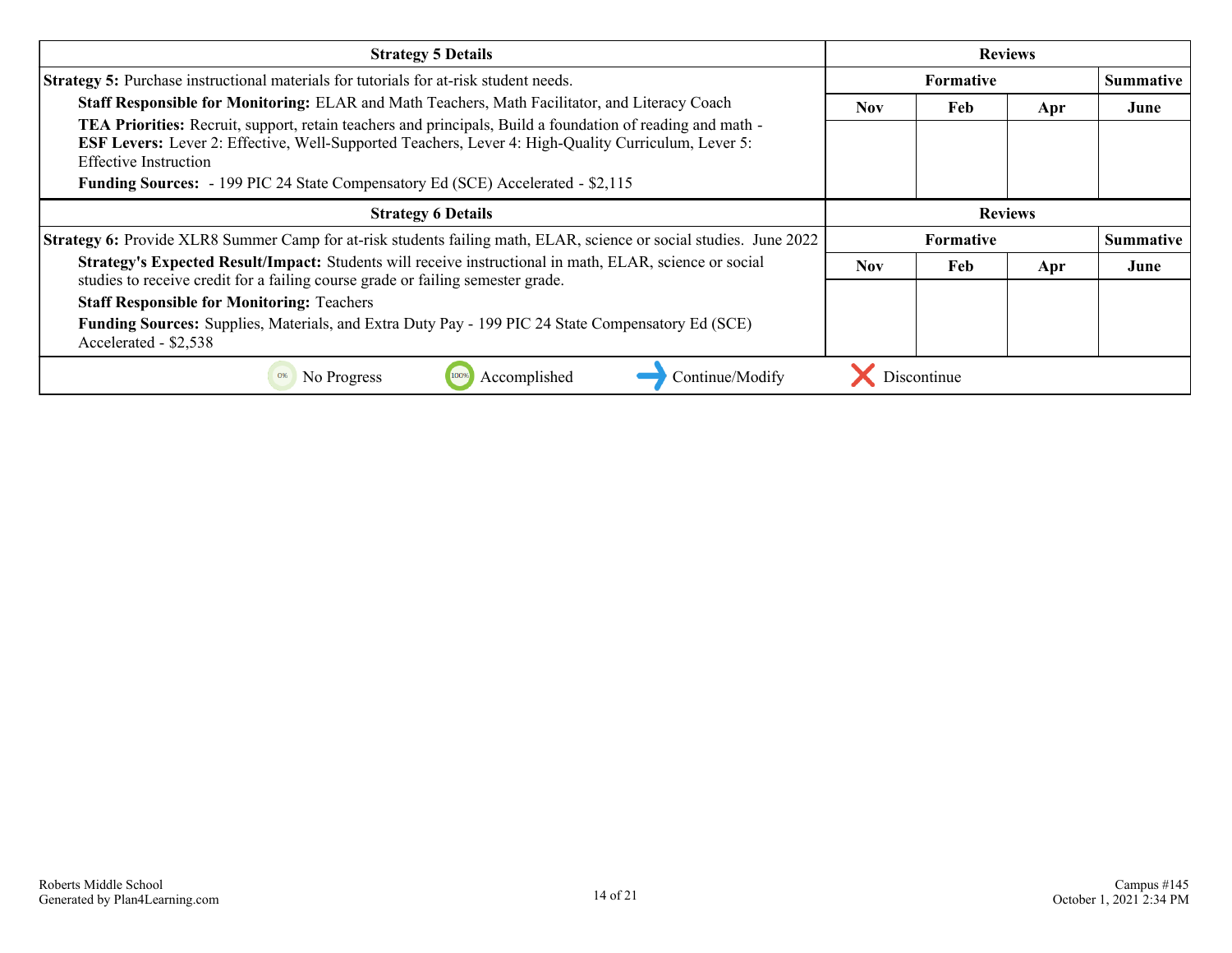| Strategy 5 Details | Reviews | | | |
|---|---|---|---|---|
| **Strategy 5:** Purchase instructional materials for tutorials for at-risk student needs.<br>**Staff Responsible for Monitoring:** ELAR and Math Teachers, Math Facilitator, and Literacy Coach<br>**TEA Priorities:** Recruit, support, retain teachers and principals, Build a foundation of reading and math - **ESF Levers:** Lever 2: Effective, Well-Supported Teachers, Lever 4: High-Quality Curriculum, Lever 5: Effective Instruction<br>**Funding Sources:** - 199 PIC 24 State Compensatory Ed (SCE) Accelerated - $2,115 | **Formative** | | | **Summative** |
| | **Nov** | **Feb** | **Apr** | **June** |
| | | | | |

| Strategy 6 Details | Reviews | | | |
|---|---|---|---|---|
| **Strategy 6:** Provide XLR8 Summer Camp for at-risk students failing math, ELAR, science or social studies. June 2022<br>**Strategy's Expected Result/Impact:** Students will receive instructional in math, ELAR, science or social studies to receive credit for a failing course grade or failing semester grade.<br>**Staff Responsible for Monitoring:** Teachers<br>**Funding Sources:** Supplies, Materials, and Extra Duty Pay - 199 PIC 24 State Compensatory Ed (SCE) Accelerated - $2,538 | **Formative** | | | **Summative** |
| | **Nov** | **Feb** | **Apr** | **June** |
| | | | | |

0% No Progress | 100% Accomplished | → Continue/Modify | ✕ Discontinue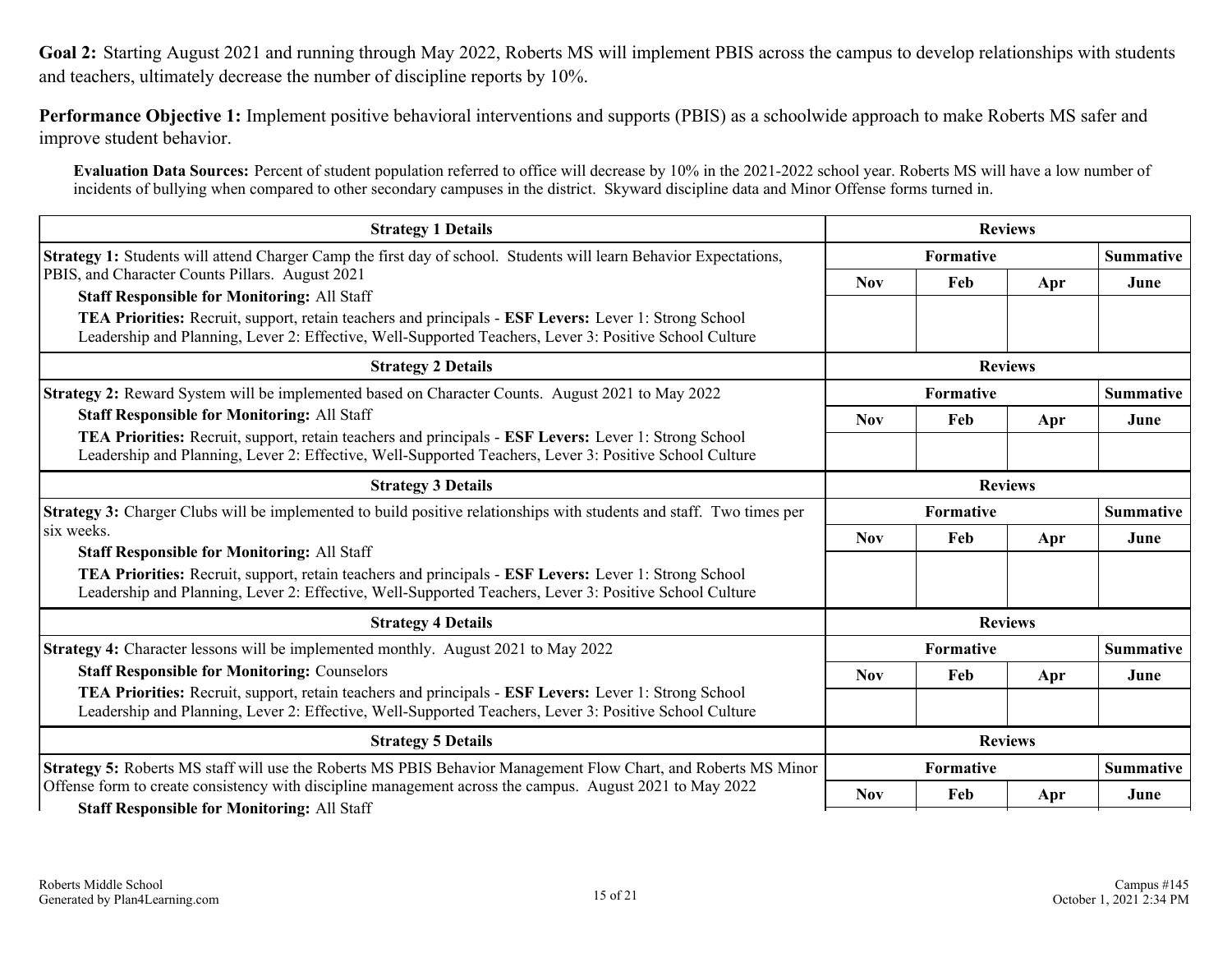**Goal 2:** Starting August 2021 and running through May 2022, Roberts MS will implement PBIS across the campus to develop relationships with students and teachers, ultimately decrease the number of discipline reports by 10%.

**Performance Objective 1:** Implement positive behavioral interventions and supports (PBIS) as a schoolwide approach to make Roberts MS safer and improve student behavior.

**Evaluation Data Sources:** Percent of student population referred to office will decrease by 10% in the 2021-2022 school year. Roberts MS will have a low number of incidents of bullying when compared to other secondary campuses in the district. Skyward discipline data and Minor Offense forms turned in.

| Strategy 1 Details | Reviews | | | |
|---|---|---|---|---|
| **Strategy 1:** Students will attend Charger Camp the first day of school. Students will learn Behavior Expectations, PBIS, and Character Counts Pillars. August 2021<br>**Staff Responsible for Monitoring:** All Staff<br>**TEA Priorities:** Recruit, support, retain teachers and principals - **ESF Levers:** Lever 1: Strong School Leadership and Planning, Lever 2: Effective, Well-Supported Teachers, Lever 3: Positive School Culture | Formative | | | Summative |
| | Nov | Feb | Apr | June |
| | | | | |

| Strategy 2 Details | Reviews | | | |
|---|---|---|---|---|
| **Strategy 2:** Reward System will be implemented based on Character Counts. August 2021 to May 2022<br>**Staff Responsible for Monitoring:** All Staff<br>**TEA Priorities:** Recruit, support, retain teachers and principals - **ESF Levers:** Lever 1: Strong School Leadership and Planning, Lever 2: Effective, Well-Supported Teachers, Lever 3: Positive School Culture | Formative | | | Summative |
| | Nov | Feb | Apr | June |
| | | | | |

| Strategy 3 Details | Reviews | | | |
|---|---|---|---|---|
| **Strategy 3:** Charger Clubs will be implemented to build positive relationships with students and staff. Two times per six weeks.<br>**Staff Responsible for Monitoring:** All Staff<br>**TEA Priorities:** Recruit, support, retain teachers and principals - **ESF Levers:** Lever 1: Strong School Leadership and Planning, Lever 2: Effective, Well-Supported Teachers, Lever 3: Positive School Culture | Formative | | | Summative |
| | Nov | Feb | Apr | June |
| | | | | |

| Strategy 4 Details | Reviews | | | |
|---|---|---|---|---|
| **Strategy 4:** Character lessons will be implemented monthly. August 2021 to May 2022<br>**Staff Responsible for Monitoring:** Counselors<br>**TEA Priorities:** Recruit, support, retain teachers and principals - **ESF Levers:** Lever 1: Strong School Leadership and Planning, Lever 2: Effective, Well-Supported Teachers, Lever 3: Positive School Culture | Formative | | | Summative |
| | Nov | Feb | Apr | June |
| | | | | |

| Strategy 5 Details | Reviews | | | |
|---|---|---|---|---|
| **Strategy 5:** Roberts MS staff will use the Roberts MS PBIS Behavior Management Flow Chart, and Roberts MS Minor Offense form to create consistency with discipline management across the campus. August 2021 to May 2022<br>**Staff Responsible for Monitoring:** All Staff | Formative | | | Summative |
| | Nov | Feb | Apr | June |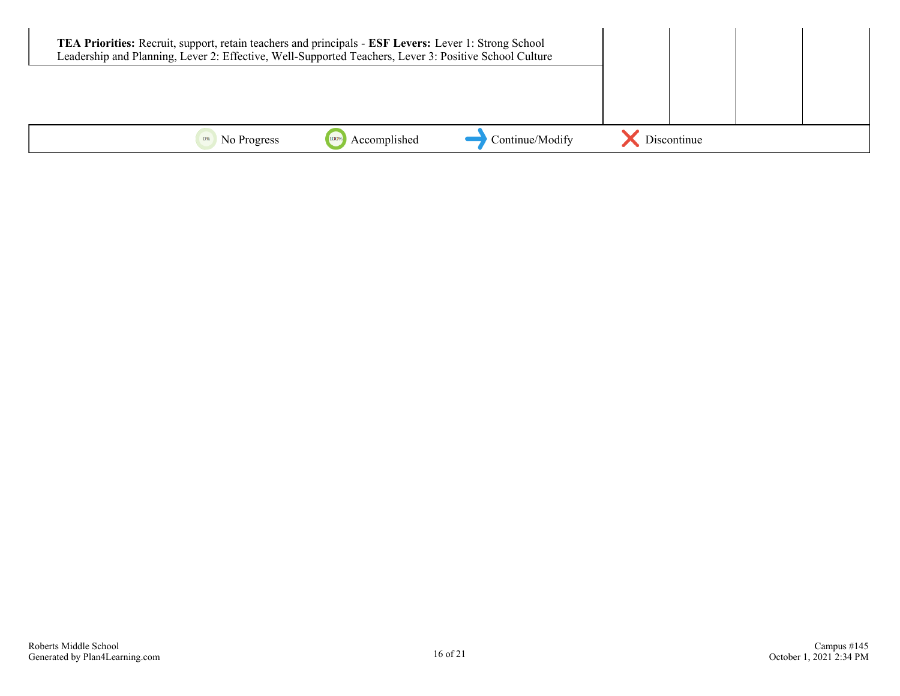| | | | | |
|---|---|---|---|---|
| **TEA Priorities:** Recruit, support, retain teachers and principals - **ESF Levers:** Lever 1: Strong School Leadership and Planning, Lever 2: Effective, Well-Supported Teachers, Lever 3: Positive School Culture | | | | |
| | | | | |

0% No Progress    100% Accomplished    ➜ Continue/Modify    ✕ Discontinue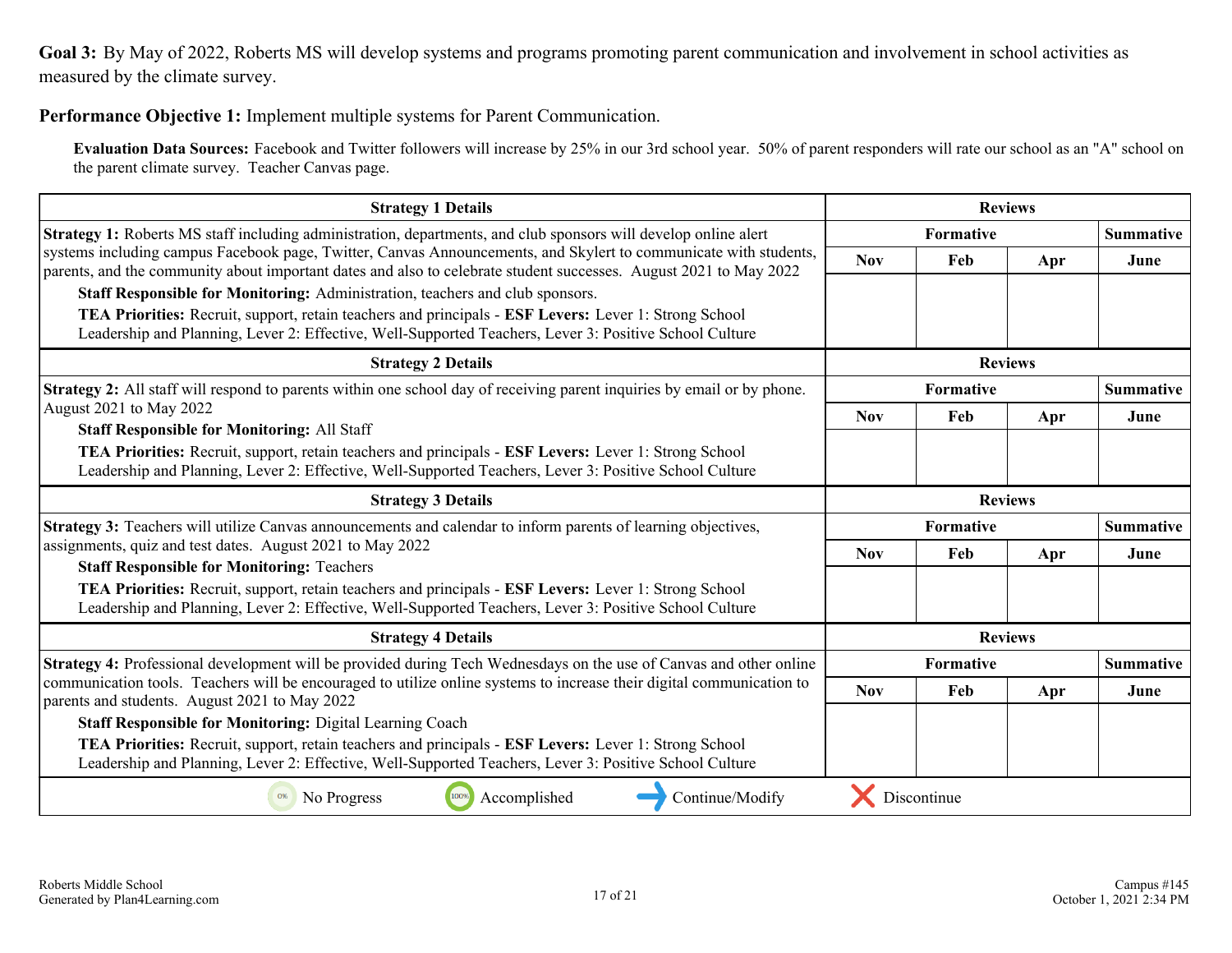**Goal 3:** By May of 2022, Roberts MS will develop systems and programs promoting parent communication and involvement in school activities as measured by the climate survey.

**Performance Objective 1:** Implement multiple systems for Parent Communication.

**Evaluation Data Sources:** Facebook and Twitter followers will increase by 25% in our 3rd school year. 50% of parent responders will rate our school as an "A" school on the parent climate survey. Teacher Canvas page.

| Strategy 1 Details | Reviews | | | |
|---|---|---|---|---|
| **Strategy 1:** Roberts MS staff including administration, departments, and club sponsors will develop online alert systems including campus Facebook page, Twitter, Canvas Announcements, and Skylert to communicate with students, parents, and the community about important dates and also to celebrate student successes. August 2021 to May 2022<br>**Staff Responsible for Monitoring:** Administration, teachers and club sponsors.<br>**TEA Priorities:** Recruit, support, retain teachers and principals - **ESF Levers:** Lever 1: Strong School Leadership and Planning, Lever 2: Effective, Well-Supported Teachers, Lever 3: Positive School Culture | **Formative** | | | **Summative** |
| | Nov | Feb | Apr | June |
| | | | | |

| Strategy 2 Details | Reviews | | | |
|---|---|---|---|---|
| **Strategy 2:** All staff will respond to parents within one school day of receiving parent inquiries by email or by phone. August 2021 to May 2022<br>**Staff Responsible for Monitoring:** All Staff<br>**TEA Priorities:** Recruit, support, retain teachers and principals - **ESF Levers:** Lever 1: Strong School Leadership and Planning, Lever 2: Effective, Well-Supported Teachers, Lever 3: Positive School Culture | **Formative** | | | **Summative** |
| | Nov | Feb | Apr | June |
| | | | | |

| Strategy 3 Details | Reviews | | | |
|---|---|---|---|---|
| **Strategy 3:** Teachers will utilize Canvas announcements and calendar to inform parents of learning objectives, assignments, quiz and test dates. August 2021 to May 2022<br>**Staff Responsible for Monitoring:** Teachers<br>**TEA Priorities:** Recruit, support, retain teachers and principals - **ESF Levers:** Lever 1: Strong School Leadership and Planning, Lever 2: Effective, Well-Supported Teachers, Lever 3: Positive School Culture | **Formative** | | | **Summative** |
| | Nov | Feb | Apr | June |
| | | | | |

| Strategy 4 Details | Reviews | | | |
|---|---|---|---|---|
| **Strategy 4:** Professional development will be provided during Tech Wednesdays on the use of Canvas and other online communication tools. Teachers will be encouraged to utilize online systems to increase their digital communication to parents and students. August 2021 to May 2022<br>**Staff Responsible for Monitoring:** Digital Learning Coach<br>**TEA Priorities:** Recruit, support, retain teachers and principals - **ESF Levers:** Lever 1: Strong School Leadership and Planning, Lever 2: Effective, Well-Supported Teachers, Lever 3: Positive School Culture | **Formative** | | | **Summative** |
| | Nov | Feb | Apr | June |
| | | | | |

0% No Progress | 100% Accomplished | Continue/Modify | Discontinue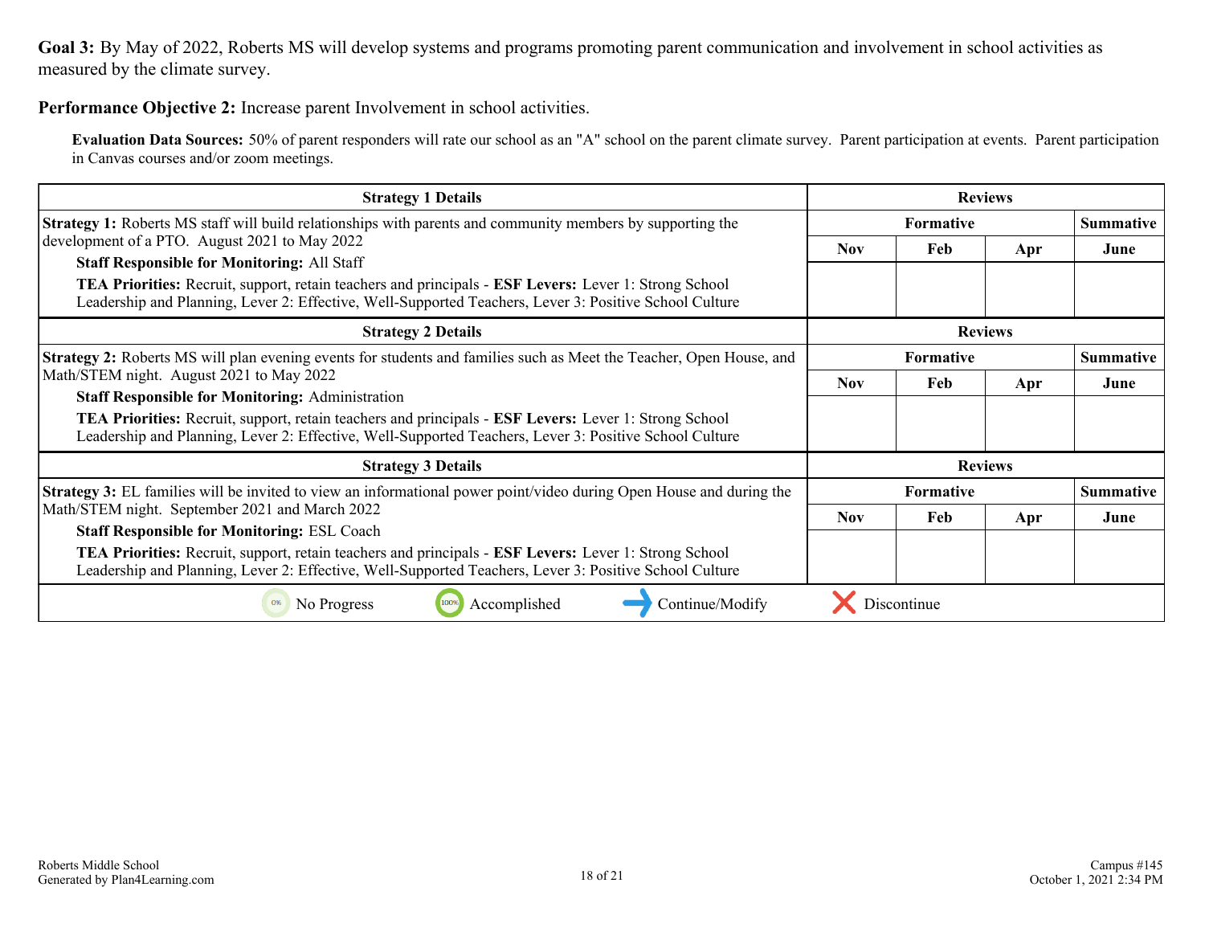**Goal 3:** By May of 2022, Roberts MS will develop systems and programs promoting parent communication and involvement in school activities as measured by the climate survey.

**Performance Objective 2:** Increase parent Involvement in school activities.

**Evaluation Data Sources:** 50% of parent responders will rate our school as an "A" school on the parent climate survey. Parent participation at events. Parent participation in Canvas courses and/or zoom meetings.

| Strategy 1 Details | Reviews | | | |
|---|---|---|---|---|
| **Strategy 1:** Roberts MS staff will build relationships with parents and community members by supporting the development of a PTO. August 2021 to May 2022<br>**Staff Responsible for Monitoring:** All Staff<br>**TEA Priorities:** Recruit, support, retain teachers and principals - **ESF Levers:** Lever 1: Strong School Leadership and Planning, Lever 2: Effective, Well-Supported Teachers, Lever 3: Positive School Culture | Formative | | | Summative |
| | Nov | Feb | Apr | June |
| | | | | |

| Strategy 2 Details | Reviews | | | |
|---|---|---|---|---|
| **Strategy 2:** Roberts MS will plan evening events for students and families such as Meet the Teacher, Open House, and Math/STEM night. August 2021 to May 2022<br>**Staff Responsible for Monitoring:** Administration<br>**TEA Priorities:** Recruit, support, retain teachers and principals - **ESF Levers:** Lever 1: Strong School Leadership and Planning, Lever 2: Effective, Well-Supported Teachers, Lever 3: Positive School Culture | Formative | | | Summative |
| | Nov | Feb | Apr | June |
| | | | | |

| Strategy 3 Details | Reviews | | | |
|---|---|---|---|---|
| **Strategy 3:** EL families will be invited to view an informational power point/video during Open House and during the Math/STEM night. September 2021 and March 2022<br>**Staff Responsible for Monitoring:** ESL Coach<br>**TEA Priorities:** Recruit, support, retain teachers and principals - **ESF Levers:** Lever 1: Strong School Leadership and Planning, Lever 2: Effective, Well-Supported Teachers, Lever 3: Positive School Culture | Formative | | | Summative |
| | Nov | Feb | Apr | June |
| | | | | |

0% No Progress — 100% Accomplished — Continue/Modify — Discontinue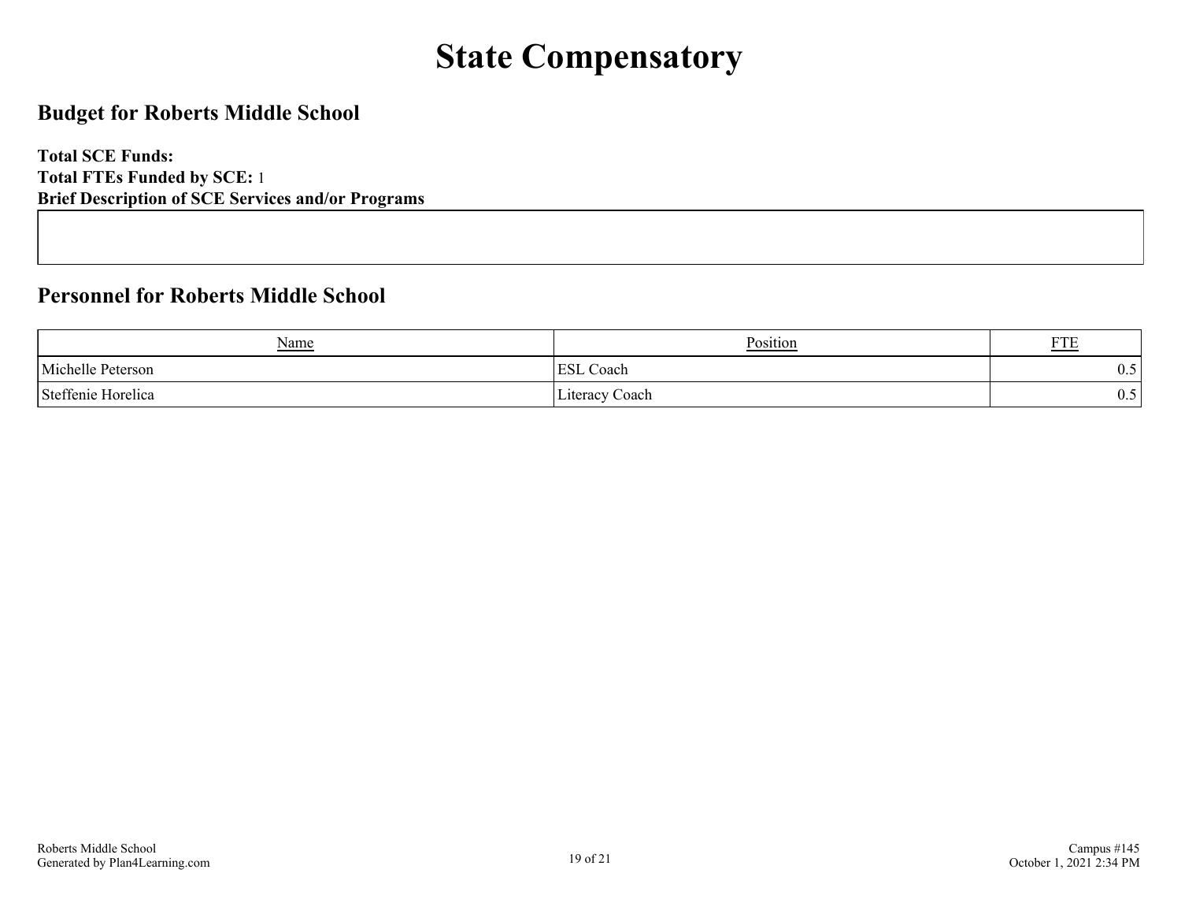# State Compensatory

## Budget for Roberts Middle School

**Total SCE Funds:**
**Total FTEs Funded by SCE:** 1
**Brief Description of SCE Services and/or Programs**

## Personnel for Roberts Middle School

| Name | Position | FTE |
|---|---|---|
| Michelle Peterson | ESL Coach | 0.5 |
| Steffenie Horelica | Literacy Coach | 0.5 |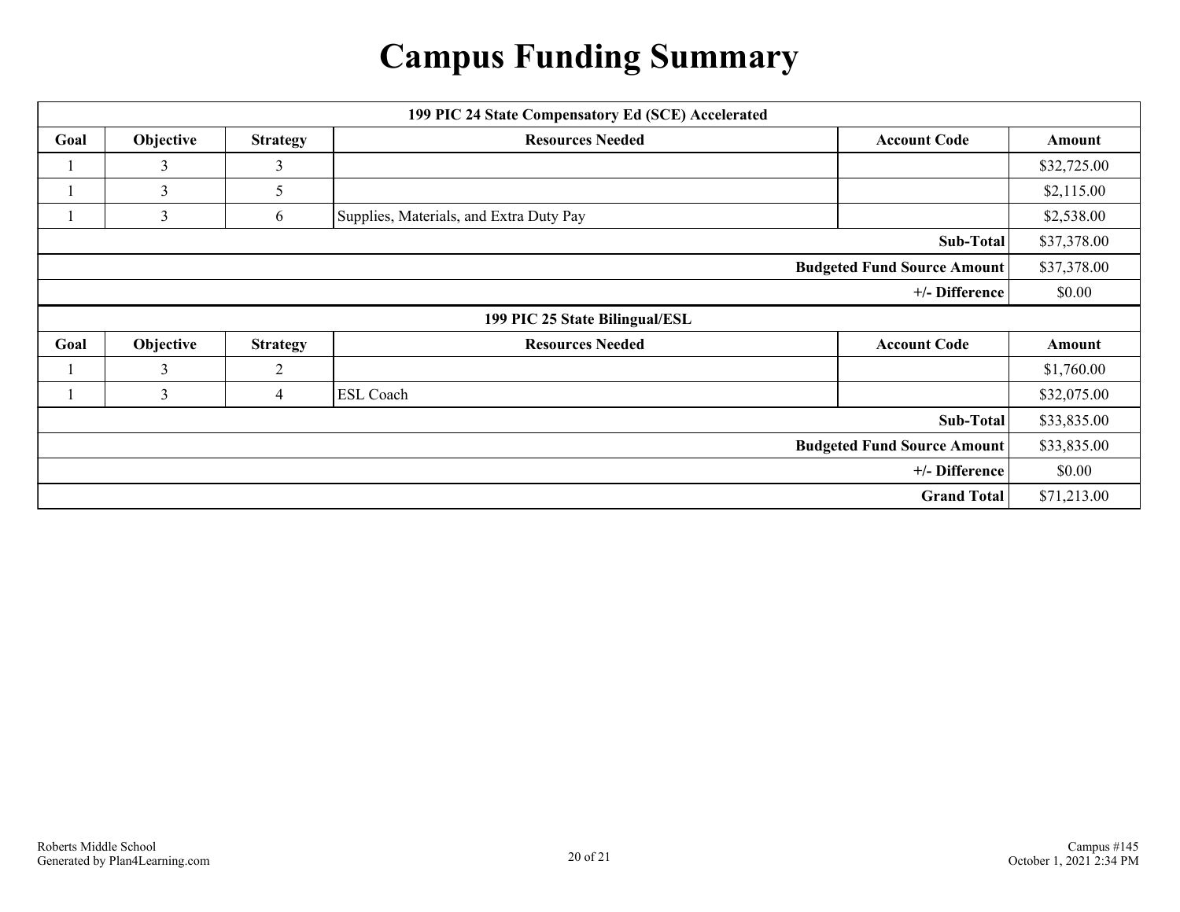# Campus Funding Summary

| 199 PIC 24 State Compensatory Ed (SCE) Accelerated | | | | | |
|---|---|---|---|---|---|
| **Goal** | **Objective** | **Strategy** | **Resources Needed** | **Account Code** | **Amount** |
| 1 | 3 | 3 | | | $32,725.00 |
| 1 | 3 | 5 | | | $2,115.00 |
| 1 | 3 | 6 | Supplies, Materials, and Extra Duty Pay | | $2,538.00 |
| | | | | **Sub-Total** | $37,378.00 |
| | | | | **Budgeted Fund Source Amount** | $37,378.00 |
| | | | | **+/- Difference** | $0.00 |

| 199 PIC 25 State Bilingual/ESL | | | | | |
|---|---|---|---|---|---|
| **Goal** | **Objective** | **Strategy** | **Resources Needed** | **Account Code** | **Amount** |
| 1 | 3 | 2 | | | $1,760.00 |
| 1 | 3 | 4 | ESL Coach | | $32,075.00 |
| | | | | **Sub-Total** | $33,835.00 |
| | | | | **Budgeted Fund Source Amount** | $33,835.00 |
| | | | | **+/- Difference** | $0.00 |
| | | | | **Grand Total** | $71,213.00 |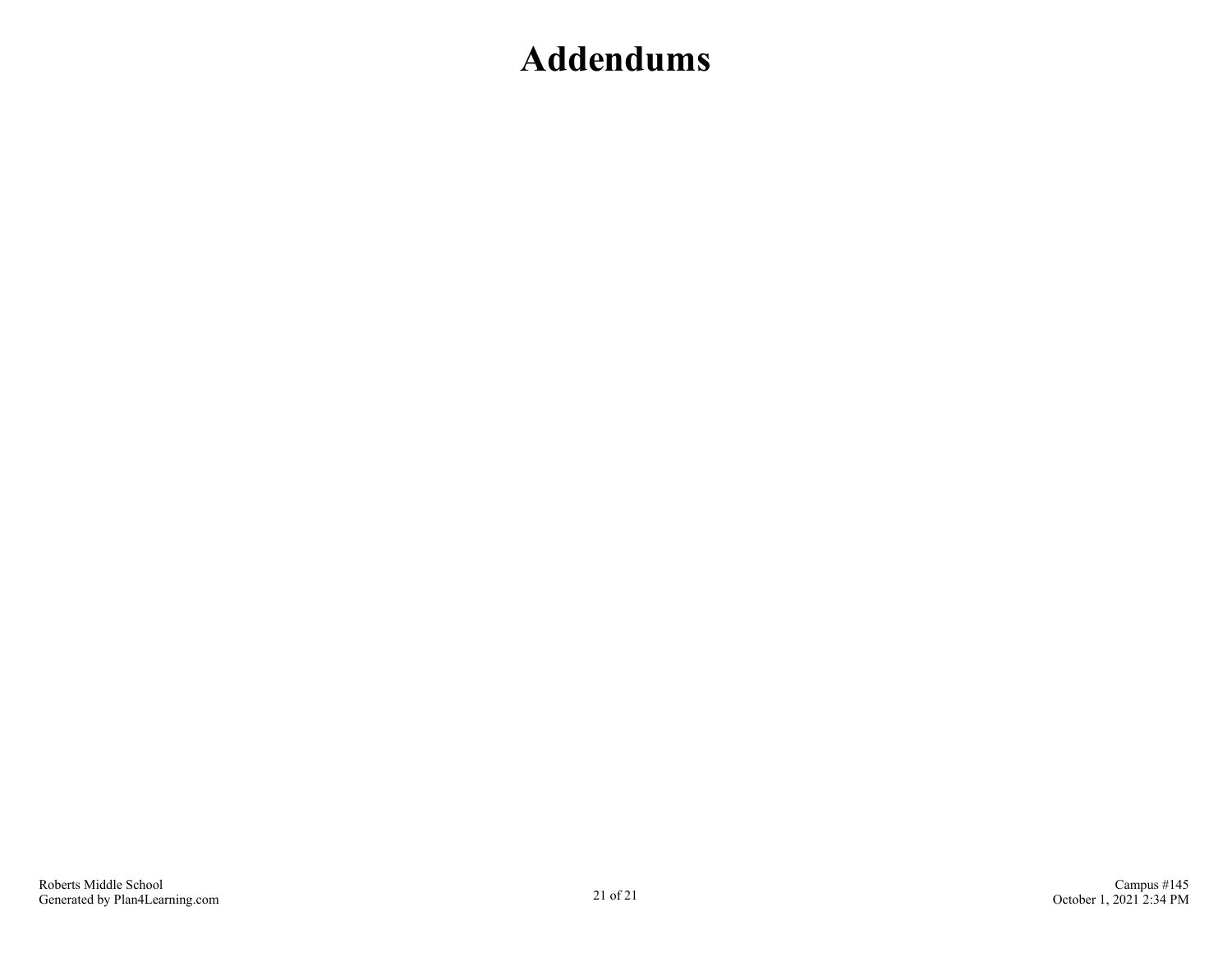# Addendums